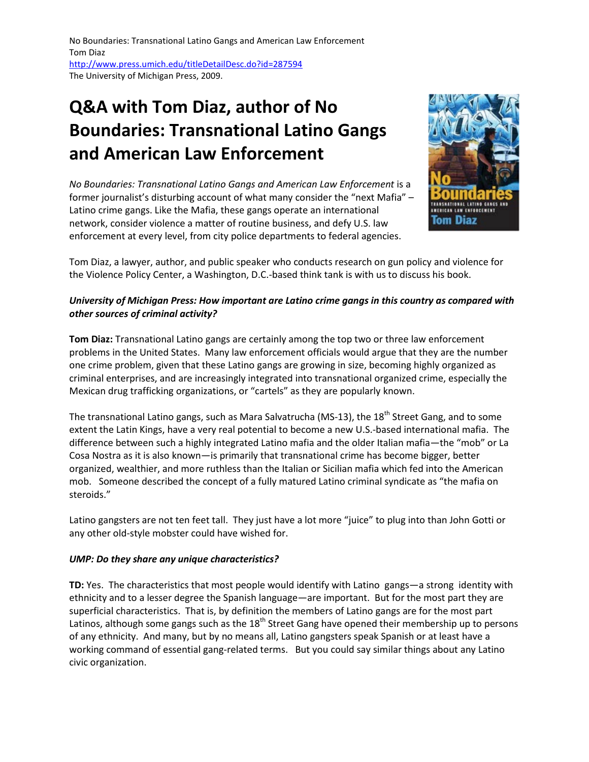No Boundaries: Transnational Latino Gangs and American Law Enforcement
Tom Diaz
http://www.press.umich.edu/titleDetailDesc.do?id=287594
The University of Michigan Press, 2009.

# Q&A with Tom Diaz, author of No Boundaries: Transnational Latino Gangs and American Law Enforcement

*No Boundaries: Transnational Latino Gangs and American Law Enforcement* is a former journalist's disturbing account of what many consider the "next Mafia" – Latino crime gangs. Like the Mafia, these gangs operate an international network, consider violence a matter of routine business, and defy U.S. law enforcement at every level, from city police departments to federal agencies.

Tom Diaz, a lawyer, author, and public speaker who conducts research on gun policy and violence for the Violence Policy Center, a Washington, D.C.-based think tank is with us to discuss his book.

***University of Michigan Press: How important are Latino crime gangs in this country as compared with other sources of criminal activity?***

**Tom Diaz:** Transnational Latino gangs are certainly among the top two or three law enforcement problems in the United States. Many law enforcement officials would argue that they are the number one crime problem, given that these Latino gangs are growing in size, becoming highly organized as criminal enterprises, and are increasingly integrated into transnational organized crime, especially the Mexican drug trafficking organizations, or "cartels" as they are popularly known.

The transnational Latino gangs, such as Mara Salvatrucha (MS-13), the 18th Street Gang, and to some extent the Latin Kings, have a very real potential to become a new U.S.-based international mafia. The difference between such a highly integrated Latino mafia and the older Italian mafia—the "mob" or La Cosa Nostra as it is also known—is primarily that transnational crime has become bigger, better organized, wealthier, and more ruthless than the Italian or Sicilian mafia which fed into the American mob. Someone described the concept of a fully matured Latino criminal syndicate as "the mafia on steroids."

Latino gangsters are not ten feet tall. They just have a lot more "juice" to plug into than John Gotti or any other old-style mobster could have wished for.

***UMP: Do they share any unique characteristics?***

**TD:** Yes. The characteristics that most people would identify with Latino gangs—a strong identity with ethnicity and to a lesser degree the Spanish language—are important. But for the most part they are superficial characteristics. That is, by definition the members of Latino gangs are for the most part Latinos, although some gangs such as the 18th Street Gang have opened their membership up to persons of any ethnicity. And many, but by no means all, Latino gangsters speak Spanish or at least have a working command of essential gang-related terms. But you could say similar things about any Latino civic organization.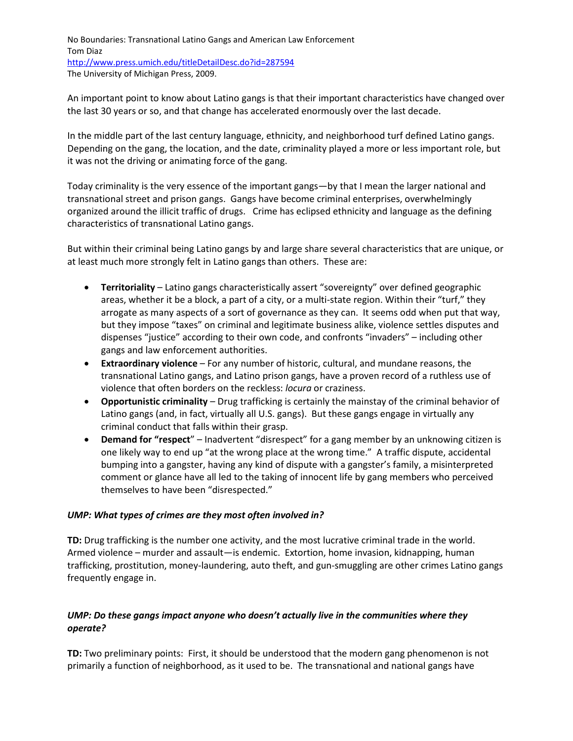No Boundaries: Transnational Latino Gangs and American Law Enforcement
Tom Diaz
http://www.press.umich.edu/titleDetailDesc.do?id=287594
The University of Michigan Press, 2009.

An important point to know about Latino gangs is that their important characteristics have changed over the last 30 years or so, and that change has accelerated enormously over the last decade.

In the middle part of the last century language, ethnicity, and neighborhood turf defined Latino gangs. Depending on the gang, the location, and the date, criminality played a more or less important role, but it was not the driving or animating force of the gang.

Today criminality is the very essence of the important gangs—by that I mean the larger national and transnational street and prison gangs. Gangs have become criminal enterprises, overwhelmingly organized around the illicit traffic of drugs. Crime has eclipsed ethnicity and language as the defining characteristics of transnational Latino gangs.

But within their criminal being Latino gangs by and large share several characteristics that are unique, or at least much more strongly felt in Latino gangs than others. These are:

- **Territoriality** – Latino gangs characteristically assert "sovereignty" over defined geographic areas, whether it be a block, a part of a city, or a multi-state region. Within their "turf," they arrogate as many aspects of a sort of governance as they can. It seems odd when put that way, but they impose "taxes" on criminal and legitimate business alike, violence settles disputes and dispenses "justice" according to their own code, and confronts "invaders" – including other gangs and law enforcement authorities.
- **Extraordinary violence** – For any number of historic, cultural, and mundane reasons, the transnational Latino gangs, and Latino prison gangs, have a proven record of a ruthless use of violence that often borders on the reckless: *locura* or craziness.
- **Opportunistic criminality** – Drug trafficking is certainly the mainstay of the criminal behavior of Latino gangs (and, in fact, virtually all U.S. gangs). But these gangs engage in virtually any criminal conduct that falls within their grasp.
- **Demand for "respect"** – Inadvertent "disrespect" for a gang member by an unknowing citizen is one likely way to end up "at the wrong place at the wrong time." A traffic dispute, accidental bumping into a gangster, having any kind of dispute with a gangster's family, a misinterpreted comment or glance have all led to the taking of innocent life by gang members who perceived themselves to have been "disrespected."

***UMP: What types of crimes are they most often involved in?***

**TD:** Drug trafficking is the number one activity, and the most lucrative criminal trade in the world. Armed violence – murder and assault—is endemic. Extortion, home invasion, kidnapping, human trafficking, prostitution, money-laundering, auto theft, and gun-smuggling are other crimes Latino gangs frequently engage in.

***UMP: Do these gangs impact anyone who doesn't actually live in the communities where they operate?***

**TD:** Two preliminary points: First, it should be understood that the modern gang phenomenon is not primarily a function of neighborhood, as it used to be. The transnational and national gangs have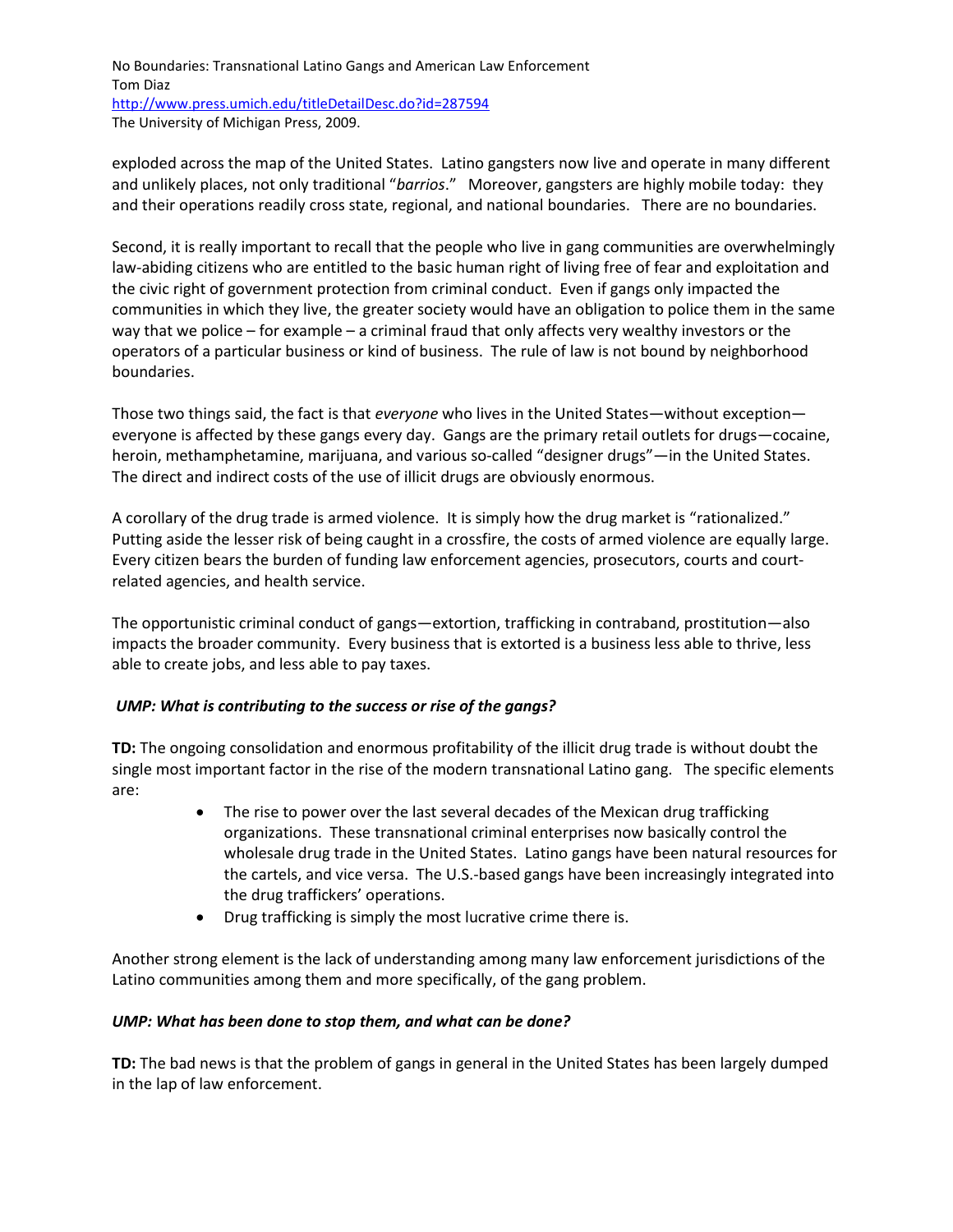exploded across the map of the United States. Latino gangsters now live and operate in many different and unlikely places, not only traditional "*barrios*." Moreover, gangsters are highly mobile today: they and their operations readily cross state, regional, and national boundaries. There are no boundaries.

Second, it is really important to recall that the people who live in gang communities are overwhelmingly law-abiding citizens who are entitled to the basic human right of living free of fear and exploitation and the civic right of government protection from criminal conduct. Even if gangs only impacted the communities in which they live, the greater society would have an obligation to police them in the same way that we police – for example – a criminal fraud that only affects very wealthy investors or the operators of a particular business or kind of business. The rule of law is not bound by neighborhood boundaries.

Those two things said, the fact is that *everyone* who lives in the United States—without exception—everyone is affected by these gangs every day. Gangs are the primary retail outlets for drugs—cocaine, heroin, methamphetamine, marijuana, and various so-called "designer drugs"—in the United States. The direct and indirect costs of the use of illicit drugs are obviously enormous.

A corollary of the drug trade is armed violence. It is simply how the drug market is "rationalized." Putting aside the lesser risk of being caught in a crossfire, the costs of armed violence are equally large. Every citizen bears the burden of funding law enforcement agencies, prosecutors, courts and court-related agencies, and health service.

The opportunistic criminal conduct of gangs—extortion, trafficking in contraband, prostitution—also impacts the broader community. Every business that is extorted is a business less able to thrive, less able to create jobs, and less able to pay taxes.

***UMP: What is contributing to the success or rise of the gangs?***

**TD:** The ongoing consolidation and enormous profitability of the illicit drug trade is without doubt the single most important factor in the rise of the modern transnational Latino gang. The specific elements are:

- The rise to power over the last several decades of the Mexican drug trafficking organizations. These transnational criminal enterprises now basically control the wholesale drug trade in the United States. Latino gangs have been natural resources for the cartels, and vice versa. The U.S.-based gangs have been increasingly integrated into the drug traffickers' operations.
- Drug trafficking is simply the most lucrative crime there is.

Another strong element is the lack of understanding among many law enforcement jurisdictions of the Latino communities among them and more specifically, of the gang problem.

***UMP: What has been done to stop them, and what can be done?***

**TD:** The bad news is that the problem of gangs in general in the United States has been largely dumped in the lap of law enforcement.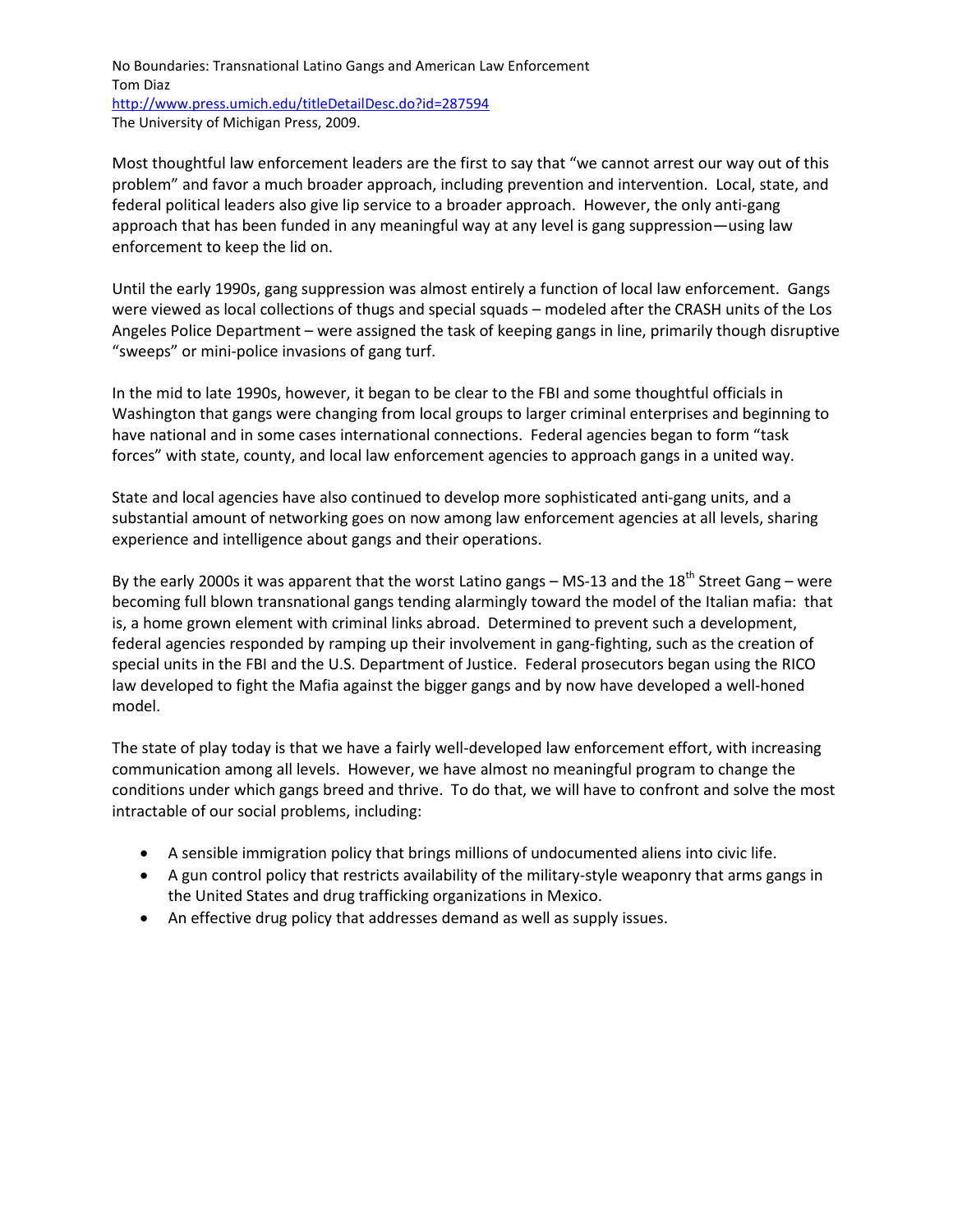No Boundaries: Transnational Latino Gangs and American Law Enforcement
Tom Diaz
http://www.press.umich.edu/titleDetailDesc.do?id=287594
The University of Michigan Press, 2009.

Most thoughtful law enforcement leaders are the first to say that "we cannot arrest our way out of this problem" and favor a much broader approach, including prevention and intervention. Local, state, and federal political leaders also give lip service to a broader approach. However, the only anti-gang approach that has been funded in any meaningful way at any level is gang suppression—using law enforcement to keep the lid on.

Until the early 1990s, gang suppression was almost entirely a function of local law enforcement. Gangs were viewed as local collections of thugs and special squads – modeled after the CRASH units of the Los Angeles Police Department – were assigned the task of keeping gangs in line, primarily though disruptive "sweeps" or mini-police invasions of gang turf.

In the mid to late 1990s, however, it began to be clear to the FBI and some thoughtful officials in Washington that gangs were changing from local groups to larger criminal enterprises and beginning to have national and in some cases international connections. Federal agencies began to form "task forces" with state, county, and local law enforcement agencies to approach gangs in a united way.

State and local agencies have also continued to develop more sophisticated anti-gang units, and a substantial amount of networking goes on now among law enforcement agencies at all levels, sharing experience and intelligence about gangs and their operations.

By the early 2000s it was apparent that the worst Latino gangs – MS-13 and the 18th Street Gang – were becoming full blown transnational gangs tending alarmingly toward the model of the Italian mafia: that is, a home grown element with criminal links abroad. Determined to prevent such a development, federal agencies responded by ramping up their involvement in gang-fighting, such as the creation of special units in the FBI and the U.S. Department of Justice. Federal prosecutors began using the RICO law developed to fight the Mafia against the bigger gangs and by now have developed a well-honed model.

The state of play today is that we have a fairly well-developed law enforcement effort, with increasing communication among all levels. However, we have almost no meaningful program to change the conditions under which gangs breed and thrive. To do that, we will have to confront and solve the most intractable of our social problems, including:

- A sensible immigration policy that brings millions of undocumented aliens into civic life.
- A gun control policy that restricts availability of the military-style weaponry that arms gangs in the United States and drug trafficking organizations in Mexico.
- An effective drug policy that addresses demand as well as supply issues.